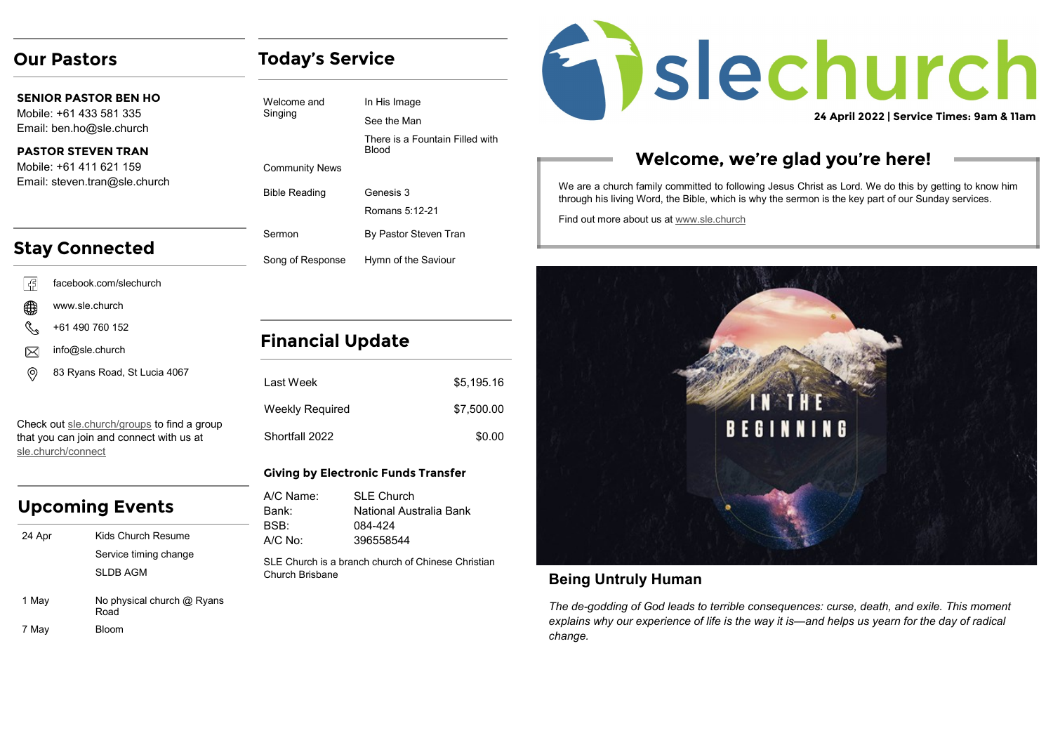## Our Pastors

**SENIOR PASTOR BEN HO**
Mobile: +61 433 581 335
Email: ben.ho@sle.church

**PASTOR STEVEN TRAN**
Mobile: +61 411 621 159
Email: steven.tran@sle.church

## Stay Connected

- facebook.com/slechurch
- www.sle.church
- +61 490 760 152
- info@sle.church
- 83 Ryans Road, St Lucia 4067

Check out sle.church/groups to find a group that you can join and connect with us at sle.church/connect

## Upcoming Events

| | |
|---|---|
| 24 Apr | Kids Church Resume |
| | Service timing change |
| | SLDB AGM |
| 1 May | No physical church @ Ryans Road |
| 7 May | Bloom |

## Today's Service

| | |
|---|---|
| Welcome and Singing | In His Image |
| | See the Man |
| | There is a Fountain Filled with Blood |
| Community News | |
| Bible Reading | Genesis 3 |
| | Romans 5:12-21 |
| Sermon | By Pastor Steven Tran |
| Song of Response | Hymn of the Saviour |

## Financial Update

| | |
|---|---|
| Last Week | $5,195.16 |
| Weekly Required | $7,500.00 |
| Shortfall 2022 | $0.00 |

### Giving by Electronic Funds Transfer

A/C Name: SLE Church
Bank: National Australia Bank
BSB: 084-424
A/C No: 396558544

SLE Church is a branch church of Chinese Christian Church Brisbane

# slechurch

**24 April 2022 | Service Times: 9am & 11am**

## Welcome, we're glad you're here!

We are a church family committed to following Jesus Christ as Lord. We do this by getting to know him through his living Word, the Bible, which is why the sermon is the key part of our Sunday services.

Find out more about us at www.sle.church

IN THE BEGINNING

### Being Untruly Human

*The de-godding of God leads to terrible consequences: curse, death, and exile. This moment explains why our experience of life is the way it is—and helps us yearn for the day of radical change.*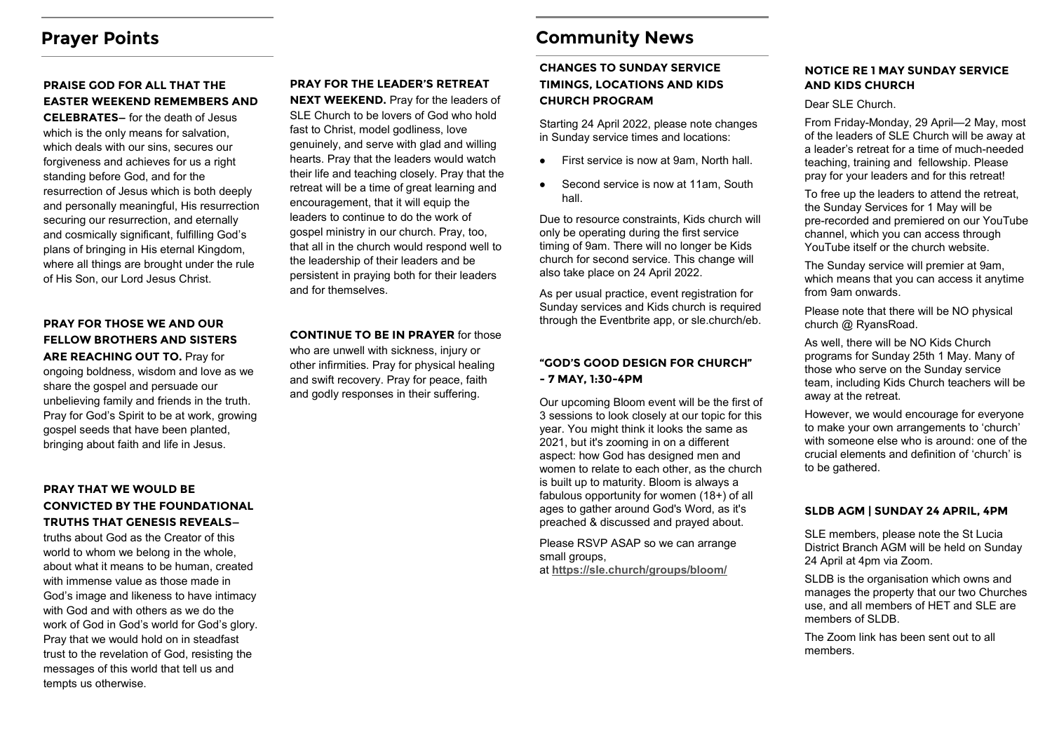## Prayer Points

**PRAISE GOD FOR ALL THAT THE EASTER WEEKEND REMEMBERS AND CELEBRATES–** for the death of Jesus which is the only means for salvation, which deals with our sins, secures our forgiveness and achieves for us a right standing before God, and for the resurrection of Jesus which is both deeply and personally meaningful, His resurrection securing our resurrection, and eternally and cosmically significant, fulfilling God's plans of bringing in His eternal Kingdom, where all things are brought under the rule of His Son, our Lord Jesus Christ.

**PRAY FOR THOSE WE AND OUR FELLOW BROTHERS AND SISTERS ARE REACHING OUT TO.** Pray for ongoing boldness, wisdom and love as we share the gospel and persuade our unbelieving family and friends in the truth. Pray for God's Spirit to be at work, growing gospel seeds that have been planted, bringing about faith and life in Jesus.

**PRAY THAT WE WOULD BE CONVICTED BY THE FOUNDATIONAL TRUTHS THAT GENESIS REVEALS–** truths about God as the Creator of this world to whom we belong in the whole, about what it means to be human, created with immense value as those made in God's image and likeness to have intimacy with God and with others as we do the work of God in God's world for God's glory. Pray that we would hold on in steadfast trust to the revelation of God, resisting the messages of this world that tell us and tempts us otherwise.

**PRAY FOR THE LEADER'S RETREAT NEXT WEEKEND.** Pray for the leaders of SLE Church to be lovers of God who hold fast to Christ, model godliness, love genuinely, and serve with glad and willing hearts. Pray that the leaders would watch their life and teaching closely. Pray that the retreat will be a time of great learning and encouragement, that it will equip the leaders to continue to do the work of gospel ministry in our church. Pray, too, that all in the church would respond well to the leadership of their leaders and be persistent in praying both for their leaders and for themselves.

**CONTINUE TO BE IN PRAYER** for those who are unwell with sickness, injury or other infirmities. Pray for physical healing and swift recovery. Pray for peace, faith and godly responses in their suffering.

## Community News

### CHANGES TO SUNDAY SERVICE TIMINGS, LOCATIONS AND KIDS CHURCH PROGRAM

Starting 24 April 2022, please note changes in Sunday service times and locations:

- First service is now at 9am, North hall.
- Second service is now at 11am, South hall.

Due to resource constraints, Kids church will only be operating during the first service timing of 9am. There will no longer be Kids church for second service. This change will also take place on 24 April 2022.

As per usual practice, event registration for Sunday services and Kids church is required through the Eventbrite app, or sle.church/eb.

### "GOD'S GOOD DESIGN FOR CHURCH" - 7 MAY, 1:30-4PM

Our upcoming Bloom event will be the first of 3 sessions to look closely at our topic for this year. You might think it looks the same as 2021, but it's zooming in on a different aspect: how God has designed men and women to relate to each other, as the church is built up to maturity. Bloom is always a fabulous opportunity for women (18+) of all ages to gather around God's Word, as it's preached & discussed and prayed about.

Please RSVP ASAP so we can arrange small groups, at **https://sle.church/groups/bloom/**

### NOTICE RE 1 MAY SUNDAY SERVICE AND KIDS CHURCH

Dear SLE Church.

From Friday-Monday, 29 April—2 May, most of the leaders of SLE Church will be away at a leader's retreat for a time of much-needed teaching, training and fellowship. Please pray for your leaders and for this retreat!

To free up the leaders to attend the retreat, the Sunday Services for 1 May will be pre-recorded and premiered on our YouTube channel, which you can access through YouTube itself or the church website.

The Sunday service will premier at 9am, which means that you can access it anytime from 9am onwards.

Please note that there will be NO physical church @ RyansRoad.

As well, there will be NO Kids Church programs for Sunday 25th 1 May. Many of those who serve on the Sunday service team, including Kids Church teachers will be away at the retreat.

However, we would encourage for everyone to make your own arrangements to 'church' with someone else who is around: one of the crucial elements and definition of 'church' is to be gathered.

### SLDB AGM | SUNDAY 24 APRIL, 4PM

SLE members, please note the St Lucia District Branch AGM will be held on Sunday 24 April at 4pm via Zoom.

SLDB is the organisation which owns and manages the property that our two Churches use, and all members of HET and SLE are members of SLDB.

The Zoom link has been sent out to all members.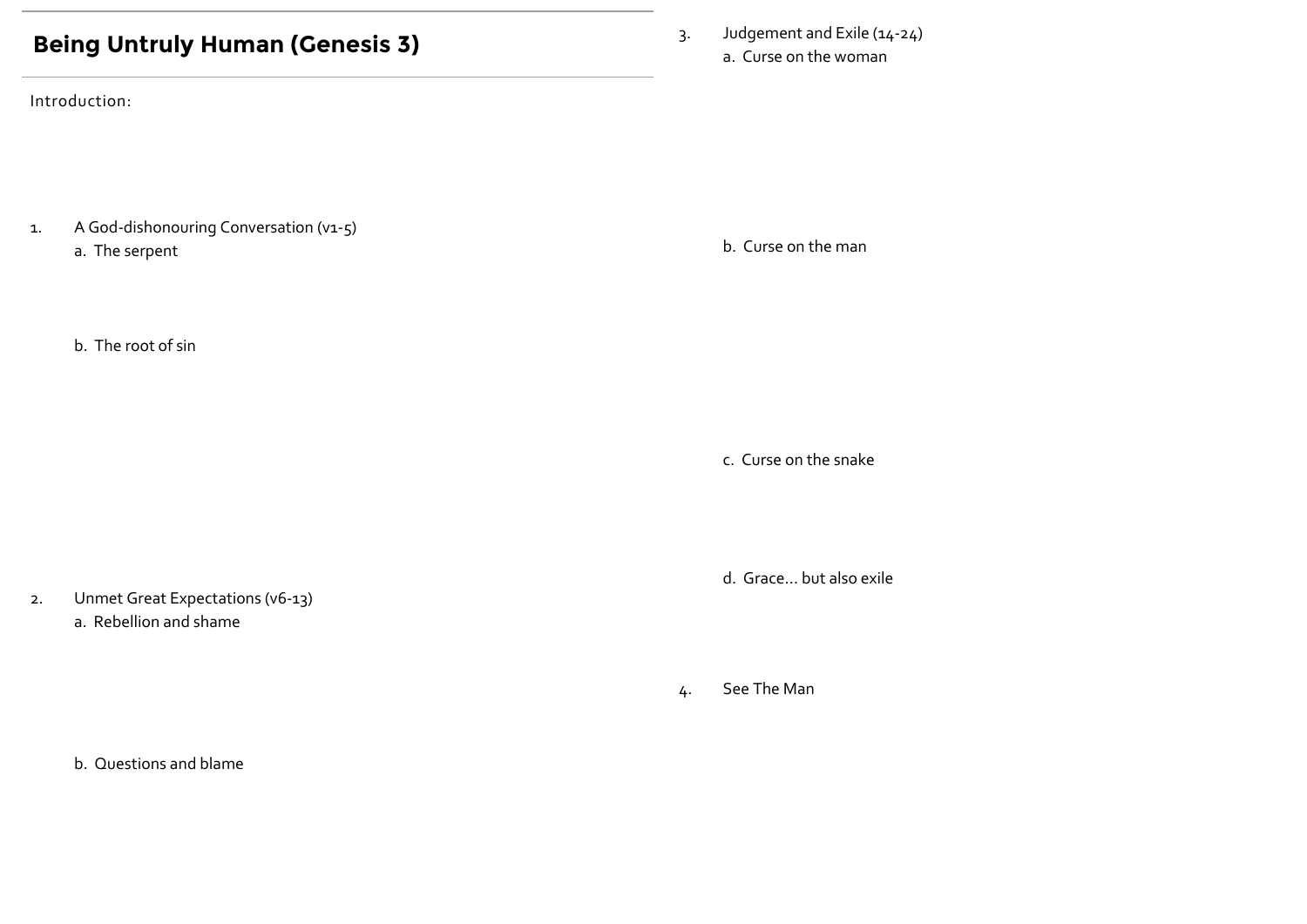# Being Untruly Human (Genesis 3)

Introduction:

1. A God-dishonouring Conversation (v1-5)
   a. The serpent

   b. The root of sin

2. Unmet Great Expectations (v6-13)
   a. Rebellion and shame

   b. Questions and blame

3. Judgement and Exile (14-24)
   a. Curse on the woman

   b. Curse on the man

   c. Curse on the snake

   d. Grace… but also exile

4. See The Man